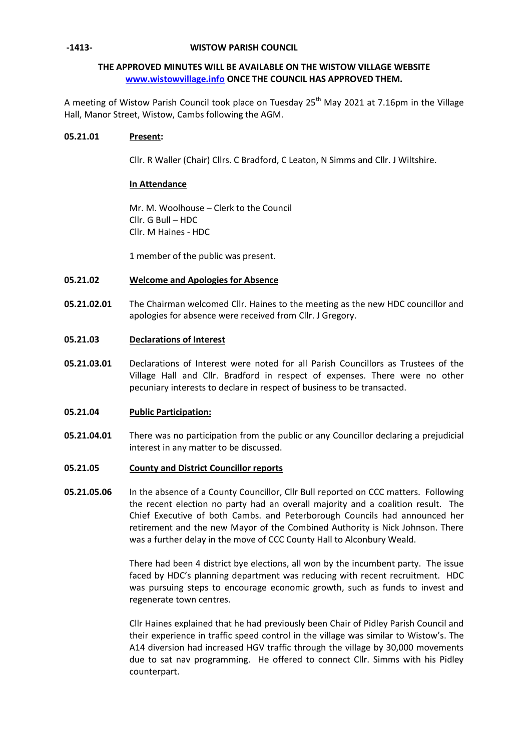**-1413- WISTOW PARISH COUNCIL**

**THE APPROVED MINUTES WILL BE AVAILABLE ON THE WISTOW VILLAGE WEBSITE [www.wistowvillage.info](http://www.wistowvillage.info) ONCE THE COUNCIL HAS APPROVED THEM.**

A meeting of Wistow Parish Council took place on Tuesday 25th May 2021 at 7.16pm in the Village Hall, Manor Street, Wistow, Cambs following the AGM.

**05.21.01** **Present:**

Cllr. R Waller (Chair) Cllrs. C Bradford, C Leaton, N Simms and Cllr. J Wiltshire.

**In Attendance**

Mr. M. Woolhouse – Clerk to the Council
Cllr. G Bull – HDC
Cllr. M Haines - HDC

1 member of the public was present.

**05.21.02** **Welcome and Apologies for Absence**

**05.21.02.01** The Chairman welcomed Cllr. Haines to the meeting as the new HDC councillor and apologies for absence were received from Cllr. J Gregory.

**05.21.03** **Declarations of Interest**

**05.21.03.01** Declarations of Interest were noted for all Parish Councillors as Trustees of the Village Hall and Cllr. Bradford in respect of expenses. There were no other pecuniary interests to declare in respect of business to be transacted.

**05.21.04** **Public Participation:**

**05.21.04.01** There was no participation from the public or any Councillor declaring a prejudicial interest in any matter to be discussed.

**05.21.05** **County and District Councillor reports**

**05.21.05.06** In the absence of a County Councillor, Cllr Bull reported on CCC matters. Following the recent election no party had an overall majority and a coalition result. The Chief Executive of both Cambs. and Peterborough Councils had announced her retirement and the new Mayor of the Combined Authority is Nick Johnson. There was a further delay in the move of CCC County Hall to Alconbury Weald.

There had been 4 district bye elections, all won by the incumbent party. The issue faced by HDC's planning department was reducing with recent recruitment. HDC was pursuing steps to encourage economic growth, such as funds to invest and regenerate town centres.

Cllr Haines explained that he had previously been Chair of Pidley Parish Council and their experience in traffic speed control in the village was similar to Wistow's. The A14 diversion had increased HGV traffic through the village by 30,000 movements due to sat nav programming. He offered to connect Cllr. Simms with his Pidley counterpart.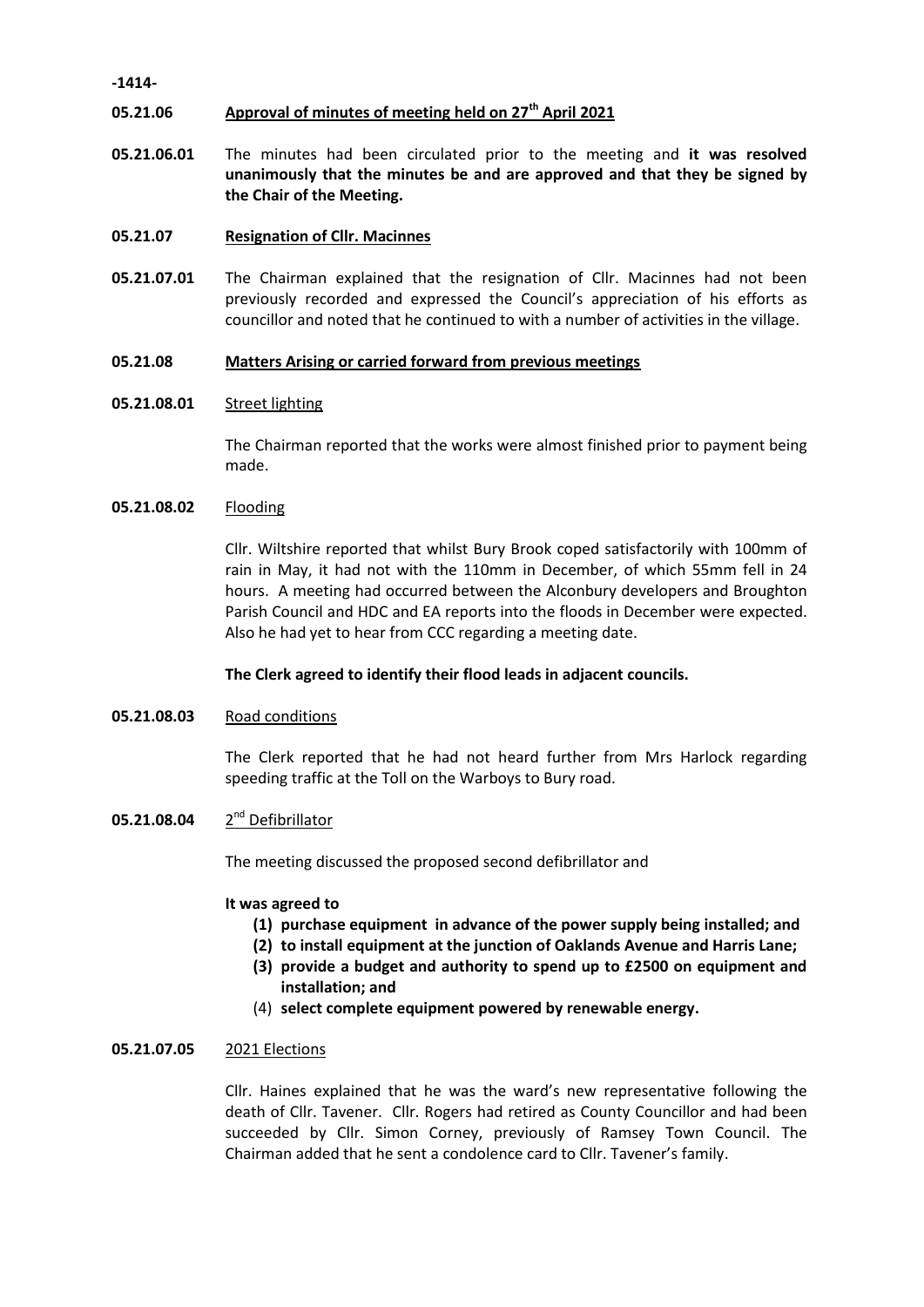## 05.21.06 Approval of minutes of meeting held on 27th April 2021

**05.21.06.01** The minutes had been circulated prior to the meeting and **it was resolved unanimously that the minutes be and are approved and that they be signed by the Chair of the Meeting.**

## 05.21.07 Resignation of Cllr. Macinnes

**05.21.07.01** The Chairman explained that the resignation of Cllr. Macinnes had not been previously recorded and expressed the Council's appreciation of his efforts as councillor and noted that he continued to with a number of activities in the village.

## 05.21.08 Matters Arising or carried forward from previous meetings

**05.21.08.01** Street lighting

The Chairman reported that the works were almost finished prior to payment being made.

**05.21.08.02** Flooding

Cllr. Wiltshire reported that whilst Bury Brook coped satisfactorily with 100mm of rain in May, it had not with the 110mm in December, of which 55mm fell in 24 hours. A meeting had occurred between the Alconbury developers and Broughton Parish Council and HDC and EA reports into the floods in December were expected. Also he had yet to hear from CCC regarding a meeting date.

**The Clerk agreed to identify their flood leads in adjacent councils.**

**05.21.08.03** Road conditions

The Clerk reported that he had not heard further from Mrs Harlock regarding speeding traffic at the Toll on the Warboys to Bury road.

**05.21.08.04** 2nd Defibrillator

The meeting discussed the proposed second defibrillator and

**It was agreed to**

1. **purchase equipment in advance of the power supply being installed; and**
2. **to install equipment at the junction of Oaklands Avenue and Harris Lane;**
3. **provide a budget and authority to spend up to £2500 on equipment and installation; and**
4. **select complete equipment powered by renewable energy.**

**05.21.07.05** 2021 Elections

Cllr. Haines explained that he was the ward's new representative following the death of Cllr. Tavener. Cllr. Rogers had retired as County Councillor and had been succeeded by Cllr. Simon Corney, previously of Ramsey Town Council. The Chairman added that he sent a condolence card to Cllr. Tavener's family.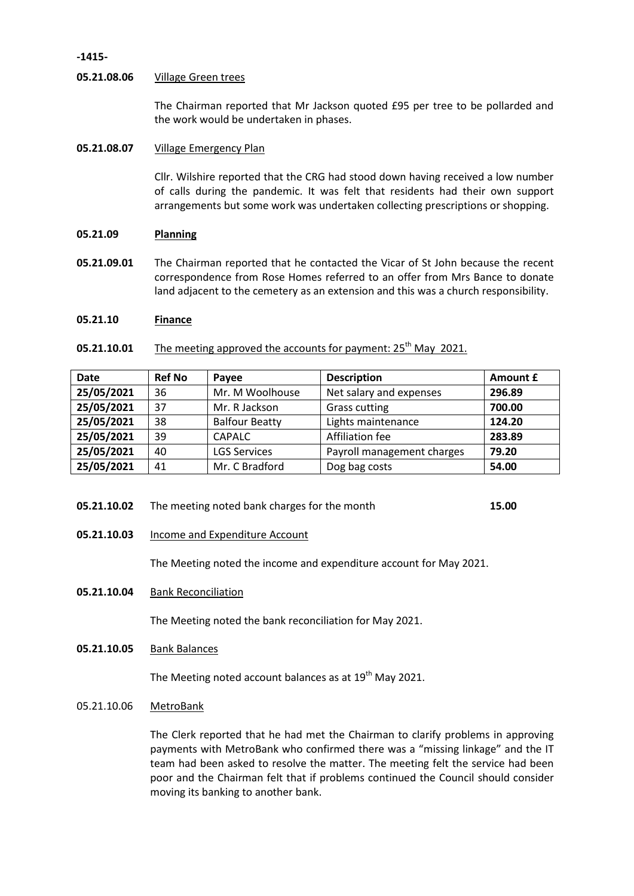**05.21.08.06** Village Green trees

The Chairman reported that Mr Jackson quoted £95 per tree to be pollarded and the work would be undertaken in phases.

**05.21.08.07** Village Emergency Plan

Cllr. Wilshire reported that the CRG had stood down having received a low number of calls during the pandemic. It was felt that residents had their own support arrangements but some work was undertaken collecting prescriptions or shopping.

**05.21.09** **Planning**

**05.21.09.01** The Chairman reported that he contacted the Vicar of St John because the recent correspondence from Rose Homes referred to an offer from Mrs Bance to donate land adjacent to the cemetery as an extension and this was a church responsibility.

**05.21.10** **Finance**

**05.21.10.01** The meeting approved the accounts for payment: 25th May 2021.

| Date | Ref No | Payee | Description | Amount £ |
|---|---|---|---|---|
| **25/05/2021** | 36 | Mr. M Woolhouse | Net salary and expenses | **296.89** |
| **25/05/2021** | 37 | Mr. R Jackson | Grass cutting | **700.00** |
| **25/05/2021** | 38 | Balfour Beatty | Lights maintenance | **124.20** |
| **25/05/2021** | 39 | CAPALC | Affiliation fee | **283.89** |
| **25/05/2021** | 40 | LGS Services | Payroll management charges | **79.20** |
| **25/05/2021** | 41 | Mr. C Bradford | Dog bag costs | **54.00** |

**05.21.10.02** The meeting noted bank charges for the month **15.00**

**05.21.10.03** Income and Expenditure Account

The Meeting noted the income and expenditure account for May 2021.

**05.21.10.04** Bank Reconciliation

The Meeting noted the bank reconciliation for May 2021.

**05.21.10.05** Bank Balances

The Meeting noted account balances as at 19th May 2021.

05.21.10.06 MetroBank

The Clerk reported that he had met the Chairman to clarify problems in approving payments with MetroBank who confirmed there was a "missing linkage" and the IT team had been asked to resolve the matter. The meeting felt the service had been poor and the Chairman felt that if problems continued the Council should consider moving its banking to another bank.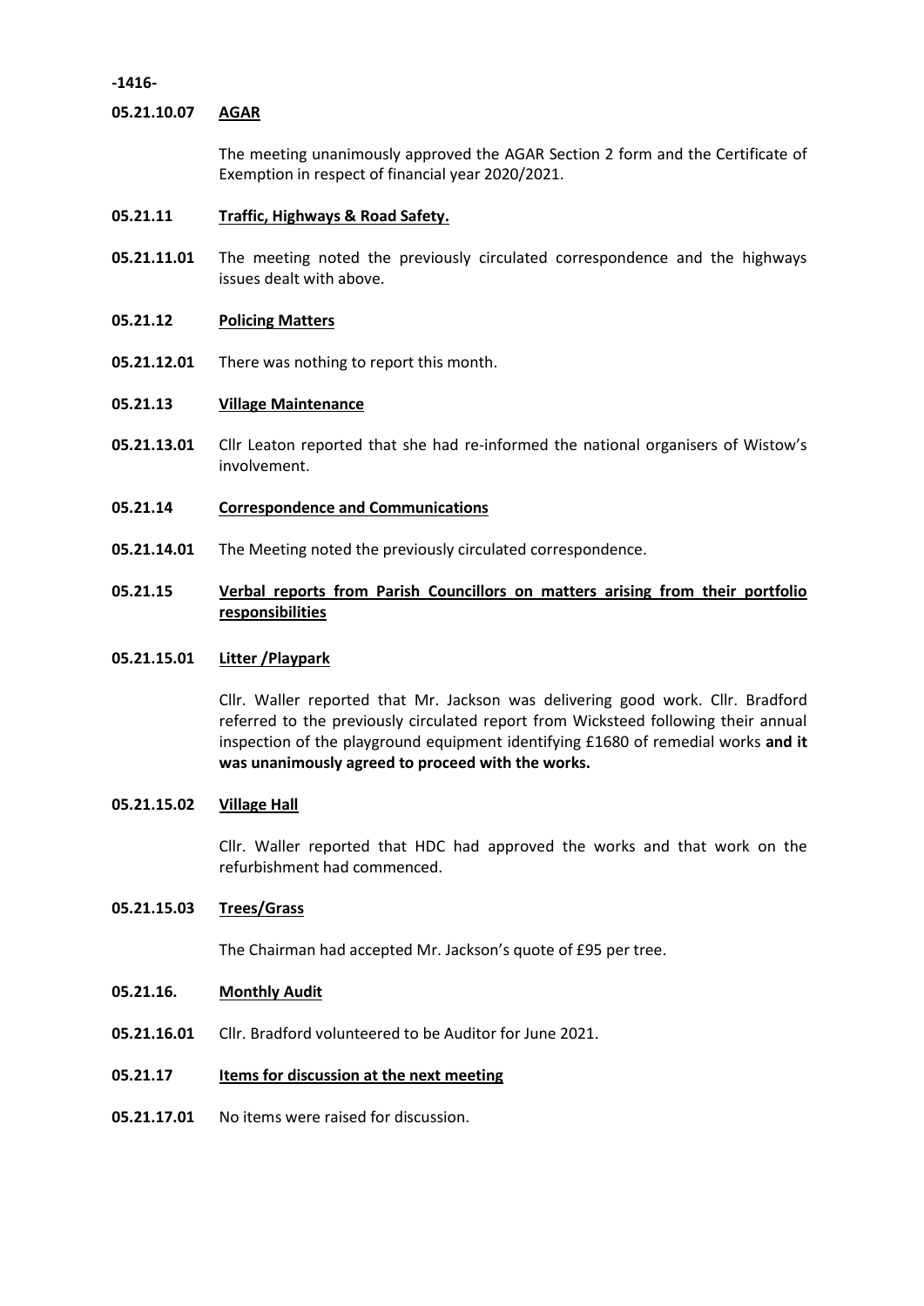**05.21.10.07 AGAR**

The meeting unanimously approved the AGAR Section 2 form and the Certificate of Exemption in respect of financial year 2020/2021.

**05.21.11 Traffic, Highways & Road Safety.**

**05.21.11.01** The meeting noted the previously circulated correspondence and the highways issues dealt with above.

**05.21.12 Policing Matters**

**05.21.12.01** There was nothing to report this month.

**05.21.13 Village Maintenance**

**05.21.13.01** Cllr Leaton reported that she had re-informed the national organisers of Wistow's involvement.

**05.21.14 Correspondence and Communications**

**05.21.14.01** The Meeting noted the previously circulated correspondence.

**05.21.15 Verbal reports from Parish Councillors on matters arising from their portfolio responsibilities**

**05.21.15.01 Litter /Playpark**

Cllr. Waller reported that Mr. Jackson was delivering good work. Cllr. Bradford referred to the previously circulated report from Wicksteed following their annual inspection of the playground equipment identifying £1680 of remedial works **and it was unanimously agreed to proceed with the works.**

**05.21.15.02 Village Hall**

Cllr. Waller reported that HDC had approved the works and that work on the refurbishment had commenced.

**05.21.15.03 Trees/Grass**

The Chairman had accepted Mr. Jackson's quote of £95 per tree.

**05.21.16. Monthly Audit**

**05.21.16.01** Cllr. Bradford volunteered to be Auditor for June 2021.

**05.21.17 Items for discussion at the next meeting**

**05.21.17.01** No items were raised for discussion.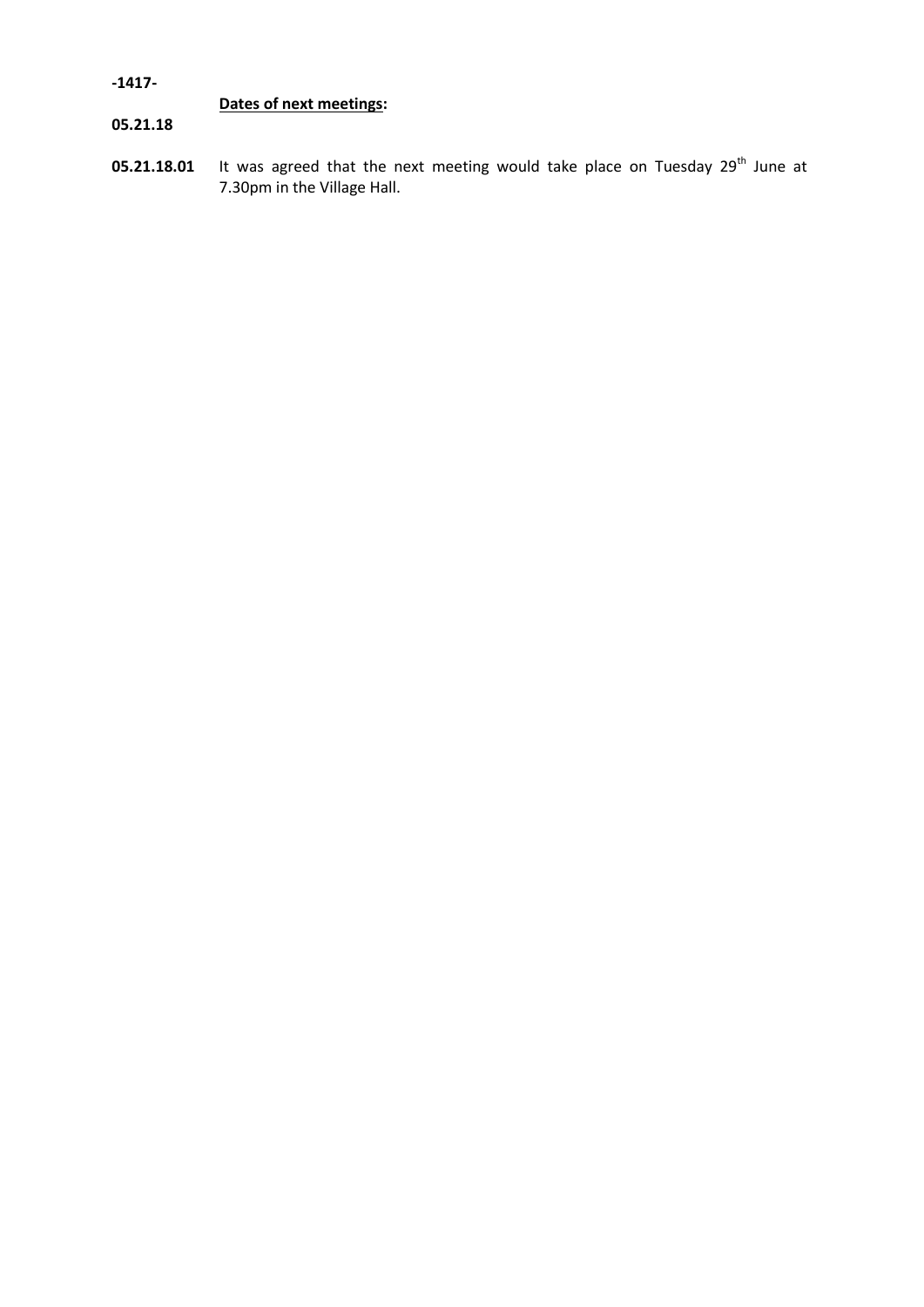**-1417-**

**05.21.18** **<u>Dates of next meetings</u>:**

**05.21.18.01** It was agreed that the next meeting would take place on Tuesday 29th June at 7.30pm in the Village Hall.